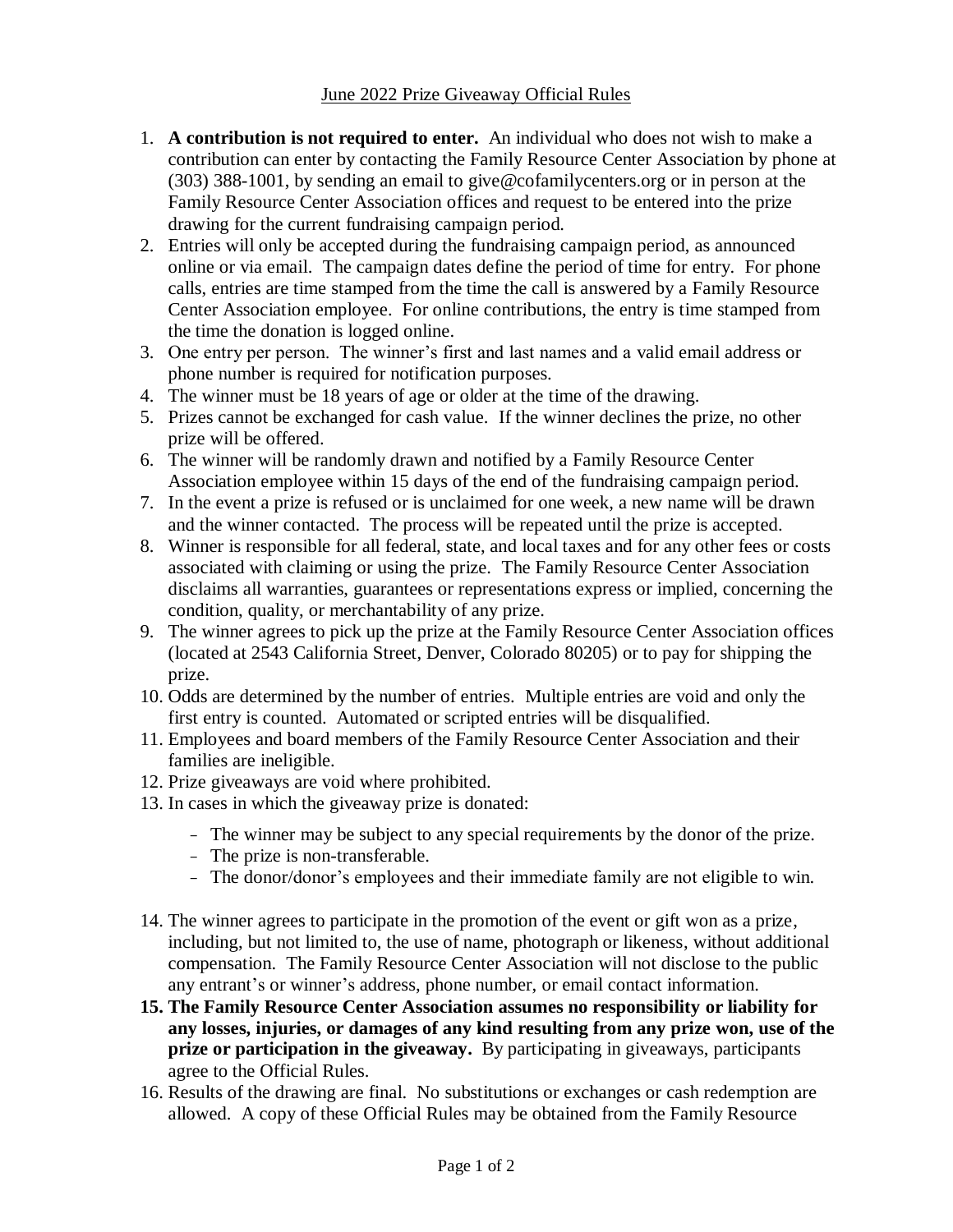# June 2022 Prize Giveaway Official Rules

1. **A contribution is not required to enter.** An individual who does not wish to make a contribution can enter by contacting the Family Resource Center Association by phone at (303) 388-1001, by sending an email to give@cofamilycenters.org or in person at the Family Resource Center Association offices and request to be entered into the prize drawing for the current fundraising campaign period.
2. Entries will only be accepted during the fundraising campaign period, as announced online or via email. The campaign dates define the period of time for entry. For phone calls, entries are time stamped from the time the call is answered by a Family Resource Center Association employee. For online contributions, the entry is time stamped from the time the donation is logged online.
3. One entry per person. The winner's first and last names and a valid email address or phone number is required for notification purposes.
4. The winner must be 18 years of age or older at the time of the drawing.
5. Prizes cannot be exchanged for cash value. If the winner declines the prize, no other prize will be offered.
6. The winner will be randomly drawn and notified by a Family Resource Center Association employee within 15 days of the end of the fundraising campaign period.
7. In the event a prize is refused or is unclaimed for one week, a new name will be drawn and the winner contacted. The process will be repeated until the prize is accepted.
8. Winner is responsible for all federal, state, and local taxes and for any other fees or costs associated with claiming or using the prize. The Family Resource Center Association disclaims all warranties, guarantees or representations express or implied, concerning the condition, quality, or merchantability of any prize.
9. The winner agrees to pick up the prize at the Family Resource Center Association offices (located at 2543 California Street, Denver, Colorado 80205) or to pay for shipping the prize.
10. Odds are determined by the number of entries. Multiple entries are void and only the first entry is counted. Automated or scripted entries will be disqualified.
11. Employees and board members of the Family Resource Center Association and their families are ineligible.
12. Prize giveaways are void where prohibited.
13. In cases in which the giveaway prize is donated:
    - The winner may be subject to any special requirements by the donor of the prize.
    - The prize is non-transferable.
    - The donor/donor's employees and their immediate family are not eligible to win.
14. The winner agrees to participate in the promotion of the event or gift won as a prize, including, but not limited to, the use of name, photograph or likeness, without additional compensation. The Family Resource Center Association will not disclose to the public any entrant's or winner's address, phone number, or email contact information.
15. **The Family Resource Center Association assumes no responsibility or liability for any losses, injuries, or damages of any kind resulting from any prize won, use of the prize or participation in the giveaway.** By participating in giveaways, participants agree to the Official Rules.
16. Results of the drawing are final. No substitutions or exchanges or cash redemption are allowed. A copy of these Official Rules may be obtained from the Family Resource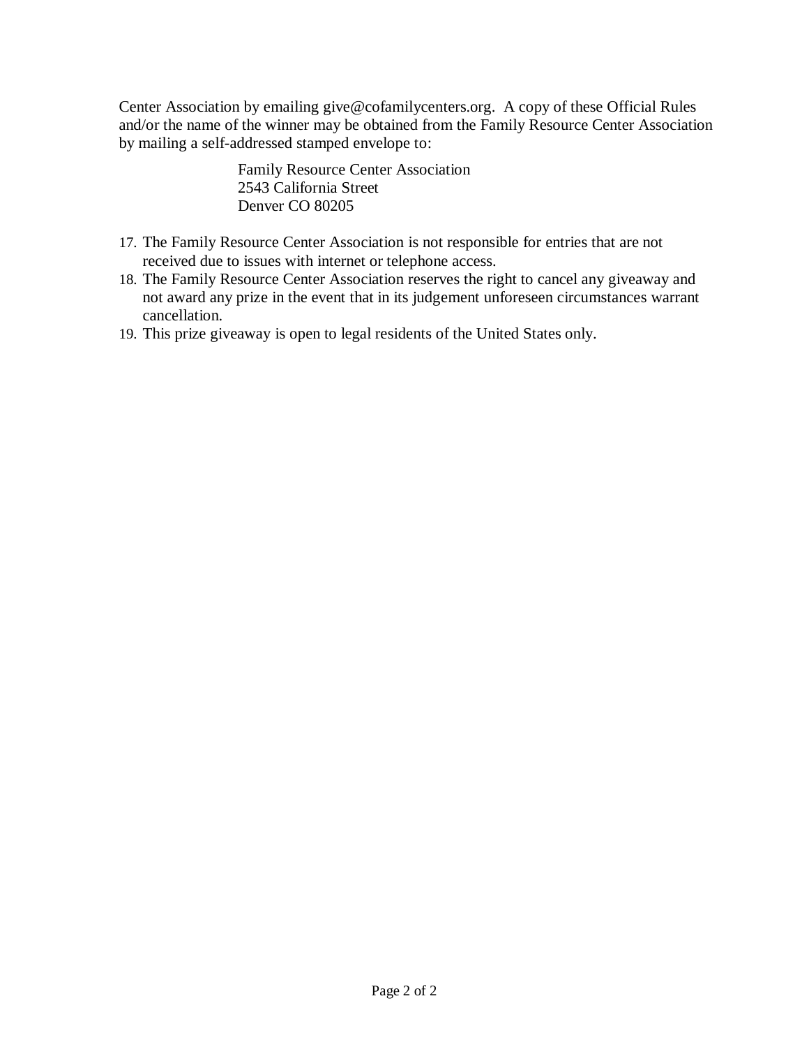Center Association by emailing give@cofamilycenters.org. A copy of these Official Rules and/or the name of the winner may be obtained from the Family Resource Center Association by mailing a self-addressed stamped envelope to:

> Family Resource Center Association
> 2543 California Street
> Denver CO 80205

17. The Family Resource Center Association is not responsible for entries that are not received due to issues with internet or telephone access.
18. The Family Resource Center Association reserves the right to cancel any giveaway and not award any prize in the event that in its judgement unforeseen circumstances warrant cancellation.
19. This prize giveaway is open to legal residents of the United States only.